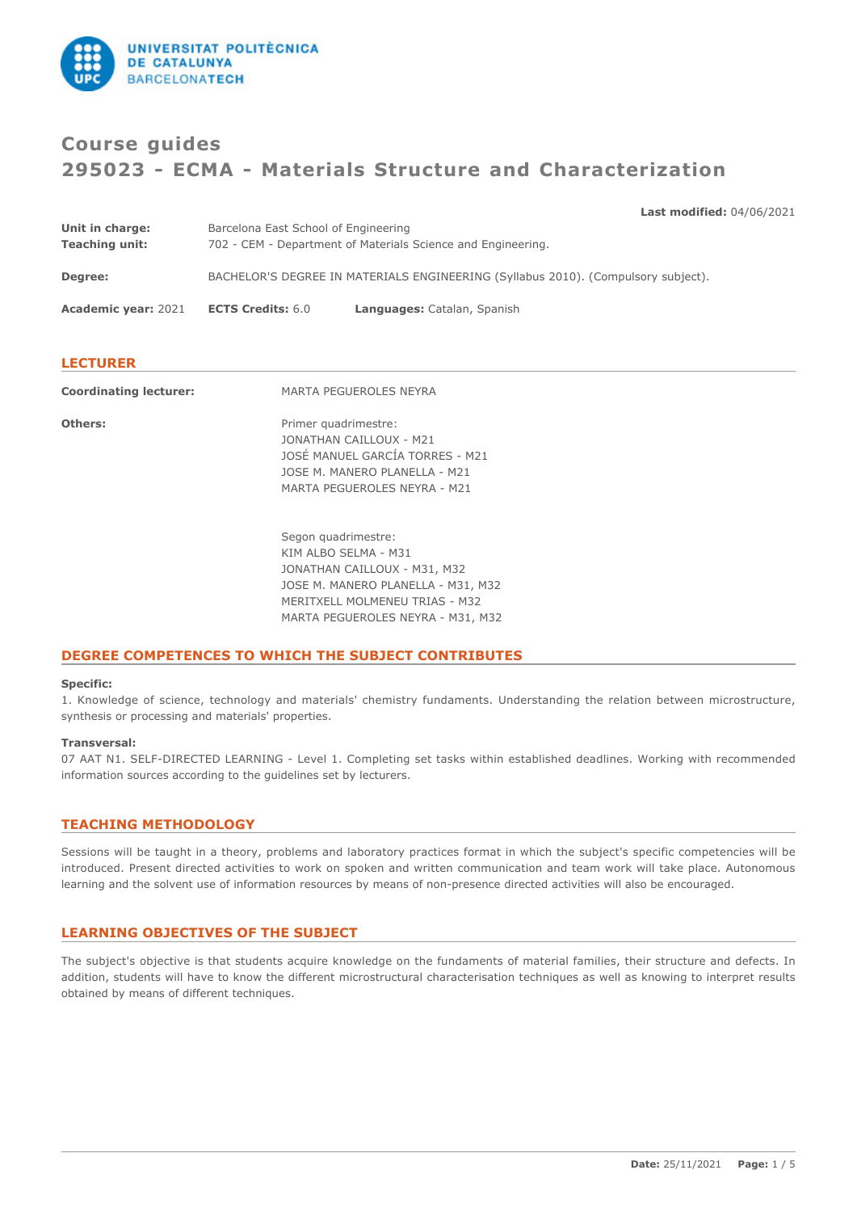# Course guides
# 295023 - ECMA - Materials Structure and Characterization

**Last modified:** 04/06/2021

**Unit in charge:** Barcelona East School of Engineering
**Teaching unit:** 702 - CEM - Department of Materials Science and Engineering.

**Degree:** BACHELOR'S DEGREE IN MATERIALS ENGINEERING (Syllabus 2010). (Compulsory subject).

**Academic year:** 2021 **ECTS Credits:** 6.0 **Languages:** Catalan, Spanish

## LECTURER

**Coordinating lecturer:** MARTA PEGUEROLES NEYRA

**Others:**

Primer quadrimestre:
JONATHAN CAILLOUX - M21
JOSÉ MANUEL GARCÍA TORRES - M21
JOSE M. MANERO PLANELLA - M21
MARTA PEGUEROLES NEYRA - M21

Segon quadrimestre:
KIM ALBO SELMA - M31
JONATHAN CAILLOUX - M31, M32
JOSE M. MANERO PLANELLA - M31, M32
MERITXELL MOLMENEU TRIAS - M32
MARTA PEGUEROLES NEYRA - M31, M32

## DEGREE COMPETENCES TO WHICH THE SUBJECT CONTRIBUTES

**Specific:**
1. Knowledge of science, technology and materials' chemistry fundaments. Understanding the relation between microstructure, synthesis or processing and materials' properties.

**Transversal:**
07 AAT N1. SELF-DIRECTED LEARNING - Level 1. Completing set tasks within established deadlines. Working with recommended information sources according to the guidelines set by lecturers.

## TEACHING METHODOLOGY

Sessions will be taught in a theory, problems and laboratory practices format in which the subject's specific competencies will be introduced. Present directed activities to work on spoken and written communication and team work will take place. Autonomous learning and the solvent use of information resources by means of non-presence directed activities will also be encouraged.

## LEARNING OBJECTIVES OF THE SUBJECT

The subject's objective is that students acquire knowledge on the fundaments of material families, their structure and defects. In addition, students will have to know the different microstructural characterisation techniques as well as knowing to interpret results obtained by means of different techniques.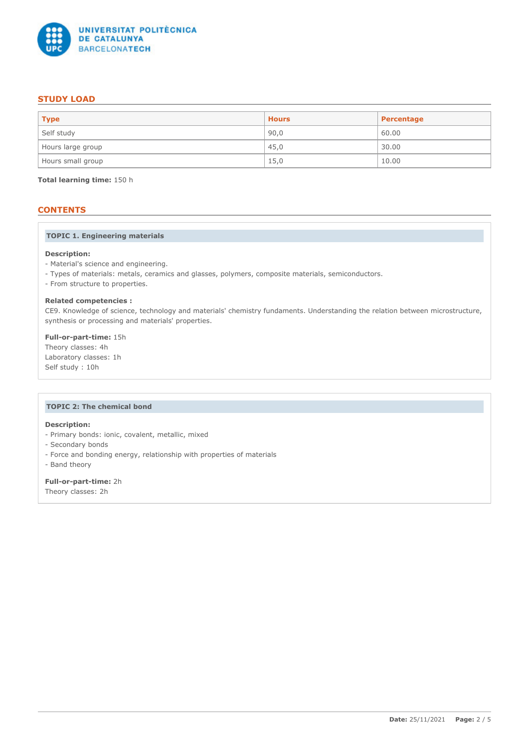## STUDY LOAD

| Type | Hours | Percentage |
|---|---|---|
| Self study | 90,0 | 60.00 |
| Hours large group | 45,0 | 30.00 |
| Hours small group | 15,0 | 10.00 |

**Total learning time:** 150 h

## CONTENTS

### TOPIC 1. Engineering materials

**Description:**
- Material's science and engineering.
- Types of materials: metals, ceramics and glasses, polymers, composite materials, semiconductors.
- From structure to properties.

**Related competencies :**
CE9. Knowledge of science, technology and materials' chemistry fundaments. Understanding the relation between microstructure, synthesis or processing and materials' properties.

**Full-or-part-time:** 15h
Theory classes: 4h
Laboratory classes: 1h
Self study : 10h

### TOPIC 2: The chemical bond

**Description:**
- Primary bonds: ionic, covalent, metallic, mixed
- Secondary bonds
- Force and bonding energy, relationship with properties of materials
- Band theory

**Full-or-part-time:** 2h
Theory classes: 2h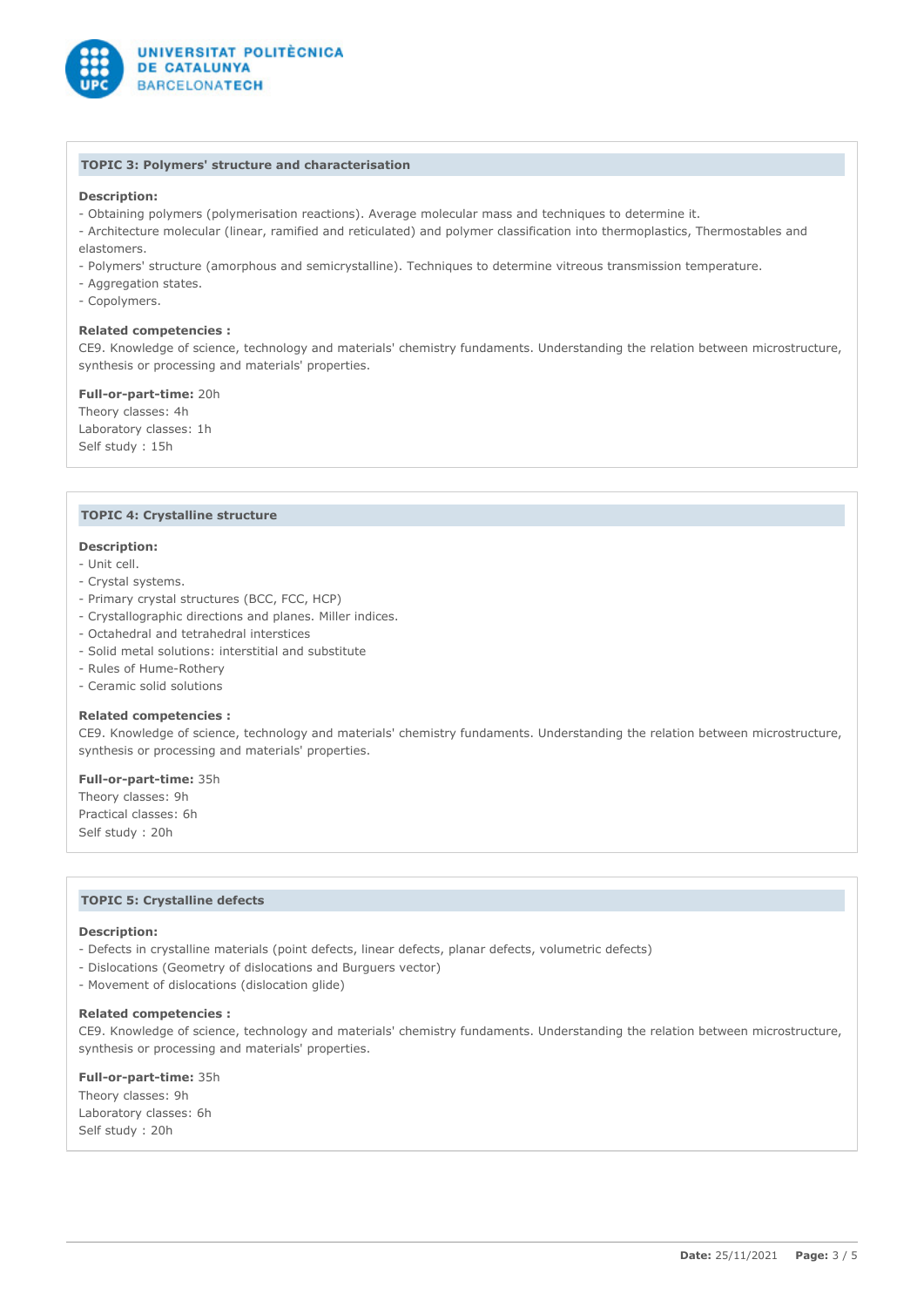### TOPIC 3: Polymers' structure and characterisation

**Description:**

- Obtaining polymers (polymerisation reactions). Average molecular mass and techniques to determine it.
- Architecture molecular (linear, ramified and reticulated) and polymer classification into thermoplastics, Thermostables and elastomers.
- Polymers' structure (amorphous and semicrystalline). Techniques to determine vitreous transmission temperature.
- Aggregation states.
- Copolymers.

**Related competencies :**

CE9. Knowledge of science, technology and materials' chemistry fundaments. Understanding the relation between microstructure, synthesis or processing and materials' properties.

**Full-or-part-time:** 20h
Theory classes: 4h
Laboratory classes: 1h
Self study : 15h

### TOPIC 4: Crystalline structure

**Description:**

- Unit cell.
- Crystal systems.
- Primary crystal structures (BCC, FCC, HCP)
- Crystallographic directions and planes. Miller indices.
- Octahedral and tetrahedral interstices
- Solid metal solutions: interstitial and substitute
- Rules of Hume-Rothery
- Ceramic solid solutions

**Related competencies :**

CE9. Knowledge of science, technology and materials' chemistry fundaments. Understanding the relation between microstructure, synthesis or processing and materials' properties.

**Full-or-part-time:** 35h
Theory classes: 9h
Practical classes: 6h
Self study : 20h

### TOPIC 5: Crystalline defects

**Description:**

- Defects in crystalline materials (point defects, linear defects, planar defects, volumetric defects)
- Dislocations (Geometry of dislocations and Burguers vector)
- Movement of dislocations (dislocation glide)

**Related competencies :**

CE9. Knowledge of science, technology and materials' chemistry fundaments. Understanding the relation between microstructure, synthesis or processing and materials' properties.

**Full-or-part-time:** 35h
Theory classes: 9h
Laboratory classes: 6h
Self study : 20h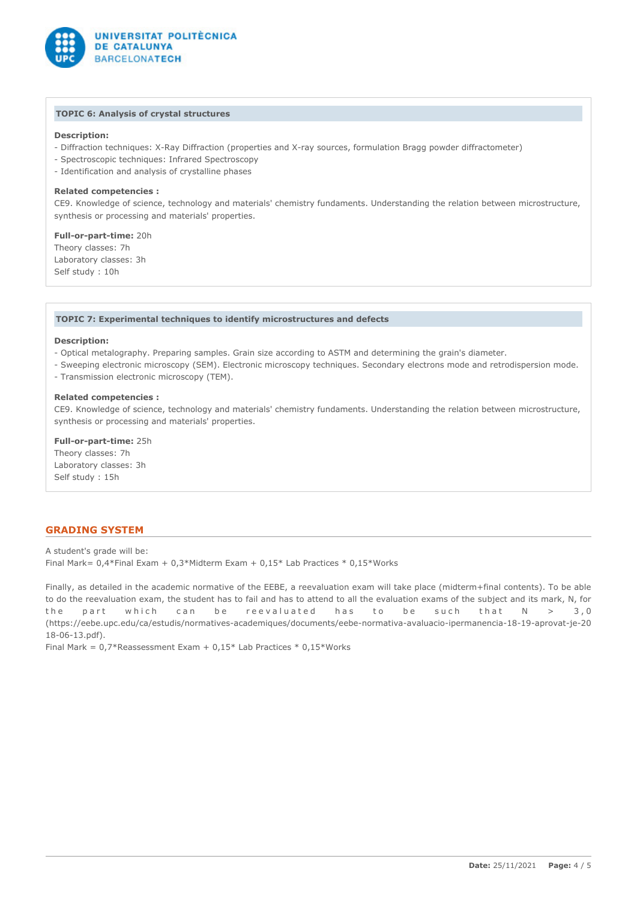**TOPIC 6: Analysis of crystal structures**

**Description:**

- Diffraction techniques: X-Ray Diffraction (properties and X-ray sources, formulation Bragg powder diffractometer)
- Spectroscopic techniques: Infrared Spectroscopy
- Identification and analysis of crystalline phases

**Related competencies :**

CE9. Knowledge of science, technology and materials' chemistry fundaments. Understanding the relation between microstructure, synthesis or processing and materials' properties.

**Full-or-part-time:** 20h
Theory classes: 7h
Laboratory classes: 3h
Self study : 10h

**TOPIC 7: Experimental techniques to identify microstructures and defects**

**Description:**

- Optical metalography. Preparing samples. Grain size according to ASTM and determining the grain's diameter.
- Sweeping electronic microscopy (SEM). Electronic microscopy techniques. Secondary electrons mode and retrodispersion mode.
- Transmission electronic microscopy (TEM).

**Related competencies :**

CE9. Knowledge of science, technology and materials' chemistry fundaments. Understanding the relation between microstructure, synthesis or processing and materials' properties.

**Full-or-part-time:** 25h
Theory classes: 7h
Laboratory classes: 3h
Self study : 15h

## GRADING SYSTEM

A student's grade will be:
Final Mark= 0,4*Final Exam + 0,3*Midterm Exam + 0,15* Lab Practices * 0,15*Works

Finally, as detailed in the academic normative of the EEBE, a reevaluation exam will take place (midterm+final contents). To be able to do the reevaluation exam, the student has to fail and has to attend to all the evaluation exams of the subject and its mark, N, for the part which can be reevaluated has to be such that N > 3,0 (https://eebe.upc.edu/ca/estudis/normatives-academiques/documents/eebe-normativa-avaluacio-ipermanencia-18-19-aprovat-je-2018-06-13.pdf).
Final Mark = 0,7*Reassessment Exam + 0,15* Lab Practices * 0,15*Works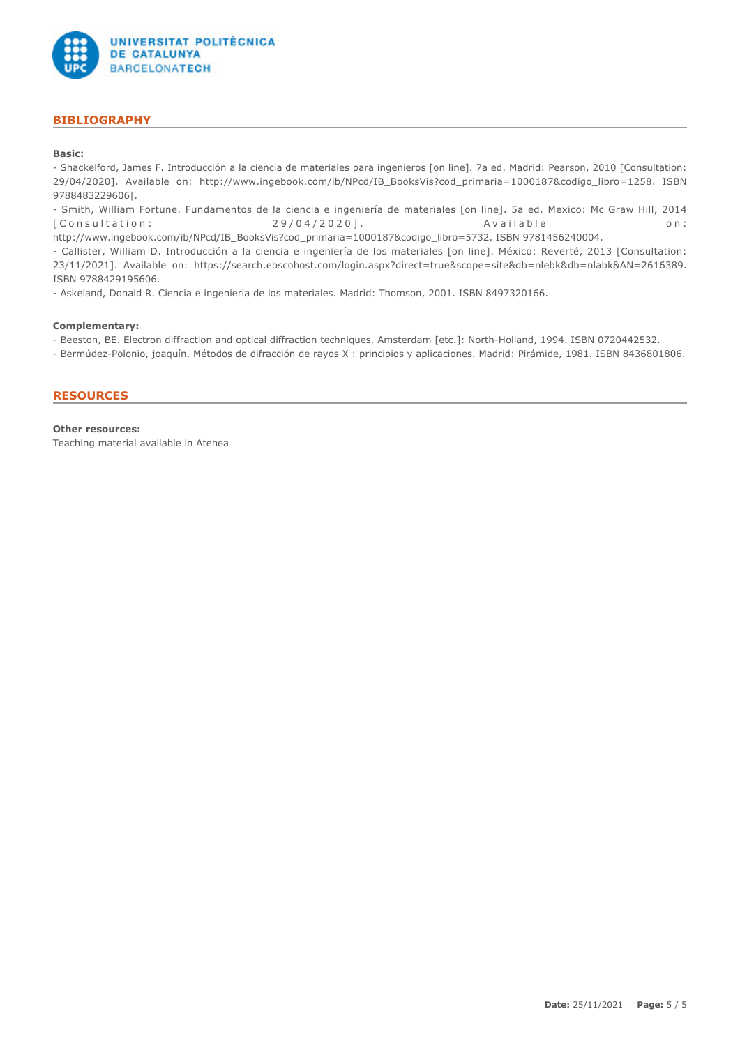## BIBLIOGRAPHY

**Basic:**

- Shackelford, James F. Introducción a la ciencia de materiales para ingenieros [on line]. 7a ed. Madrid: Pearson, 2010 [Consultation: 29/04/2020]. Available on: http://www.ingebook.com/ib/NPcd/IB_BooksVis?cod_primaria=1000187&codigo_libro=1258. ISBN 9788483229606|.
- Smith, William Fortune. Fundamentos de la ciencia e ingeniería de materiales [on line]. 5a ed. Mexico: Mc Graw Hill, 2014 [Consultation: 29/04/2020]. Available on: http://www.ingebook.com/ib/NPcd/IB_BooksVis?cod_primaria=1000187&codigo_libro=5732. ISBN 9781456240004.
- Callister, William D. Introducción a la ciencia e ingeniería de los materiales [on line]. México: Reverté, 2013 [Consultation: 23/11/2021]. Available on: https://search.ebscohost.com/login.aspx?direct=true&scope=site&db=nlebk&db=nlabk&AN=2616389. ISBN 9788429195606.
- Askeland, Donald R. Ciencia e ingeniería de los materiales. Madrid: Thomson, 2001. ISBN 8497320166.

**Complementary:**

- Beeston, BE. Electron diffraction and optical diffraction techniques. Amsterdam [etc.]: North-Holland, 1994. ISBN 0720442532.
- Bermúdez-Polonio, joaquín. Métodos de difracción de rayos X : principios y aplicaciones. Madrid: Pirámide, 1981. ISBN 8436801806.

## RESOURCES

**Other resources:**

Teaching material available in Atenea